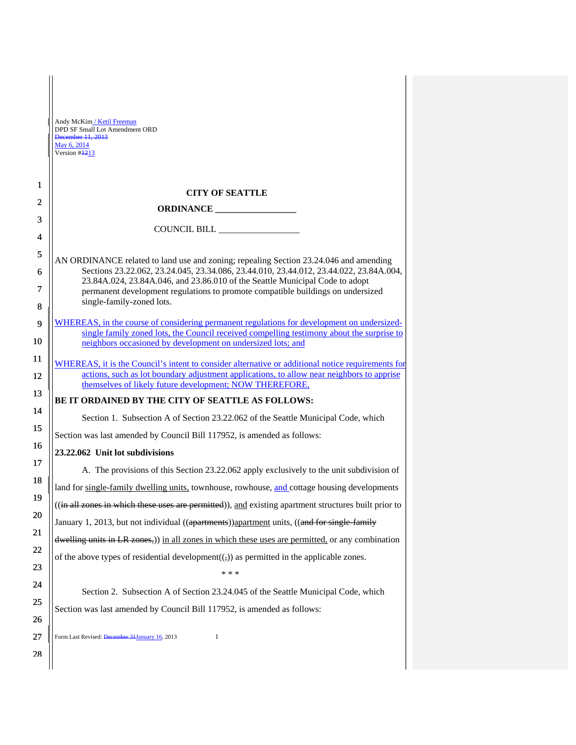Andy McKim / Ketil Freeman
DPD SF Small Lot Amendment ORD
~~December 11, 2013~~
May 6, 2014
Version #~~12~~13

**CITY OF SEATTLE**

**ORDINANCE __________________**

COUNCIL BILL __________________

AN ORDINANCE related to land use and zoning; repealing Section 23.24.046 and amending Sections 23.22.062, 23.24.045, 23.34.086, 23.44.010, 23.44.012, 23.44.022, 23.84A.004, 23.84A.024, 23.84A.046, and 23.86.010 of the Seattle Municipal Code to adopt permanent development regulations to promote compatible buildings on undersized single-family-zoned lots.

WHEREAS, in the course of considering permanent regulations for development on undersized-single family zoned lots, the Council received compelling testimony about the surprise to neighbors occasioned by development on undersized lots; and

WHEREAS, it is the Council's intent to consider alternative or additional notice requirements for actions, such as lot boundary adjustment applications, to allow near neighbors to apprise themselves of likely future development; NOW THEREFORE,

**BE IT ORDAINED BY THE CITY OF SEATTLE AS FOLLOWS:**

Section 1. Subsection A of Section 23.22.062 of the Seattle Municipal Code, which Section was last amended by Council Bill 117952, is amended as follows:

**23.22.062 Unit lot subdivisions**

A. The provisions of this Section 23.22.062 apply exclusively to the unit subdivision of land for single-family dwelling units, townhouse, rowhouse, and cottage housing developments ((~~in all zones in which these uses are permitted~~)), and existing apartment structures built prior to January 1, 2013, but not individual ((~~apartments~~))apartment units, ((~~and for single-family dwelling units in LR zones,~~)) in all zones in which these uses are permitted, or any combination of the above types of residential development((~~,~~)) as permitted in the applicable zones.

\* \* \*

Section 2. Subsection A of Section 23.24.045 of the Seattle Municipal Code, which Section was last amended by Council Bill 117952, is amended as follows: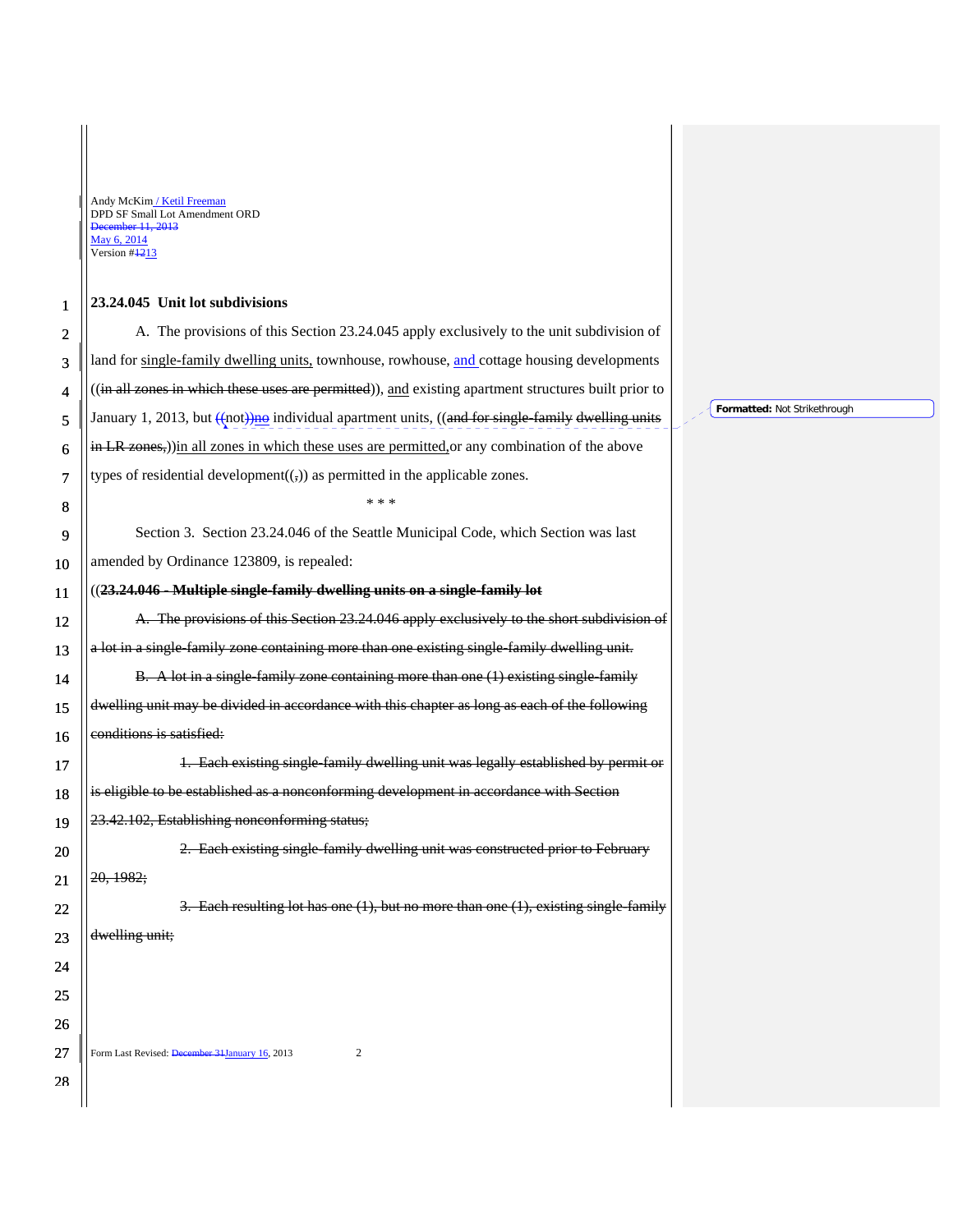**23.24.045 Unit lot subdivisions**

A. The provisions of this Section 23.24.045 apply exclusively to the unit subdivision of land for single-family dwelling units, townhouse, rowhouse, and cottage housing developments ((in all zones in which these uses are permitted)), and existing apartment structures built prior to January 1, 2013, but ((not))no individual apartment units, ((and for single-family dwelling units in LR zones,))in all zones in which these uses are permitted,or any combination of the above types of residential development((,)) as permitted in the applicable zones.

\* \* \*

Section 3. Section 23.24.046 of the Seattle Municipal Code, which Section was last amended by Ordinance 123809, is repealed:

((**23.24.046 - Multiple single-family dwelling units on a single-family lot**

A. The provisions of this Section 23.24.046 apply exclusively to the short subdivision of a lot in a single-family zone containing more than one existing single-family dwelling unit.

B. A lot in a single-family zone containing more than one (1) existing single-family dwelling unit may be divided in accordance with this chapter as long as each of the following conditions is satisfied:

1. Each existing single-family dwelling unit was legally established by permit or is eligible to be established as a nonconforming development in accordance with Section 23.42.102, Establishing nonconforming status;

2. Each existing single-family dwelling unit was constructed prior to February 20, 1982;

3. Each resulting lot has one (1), but no more than one (1), existing single-family dwelling unit;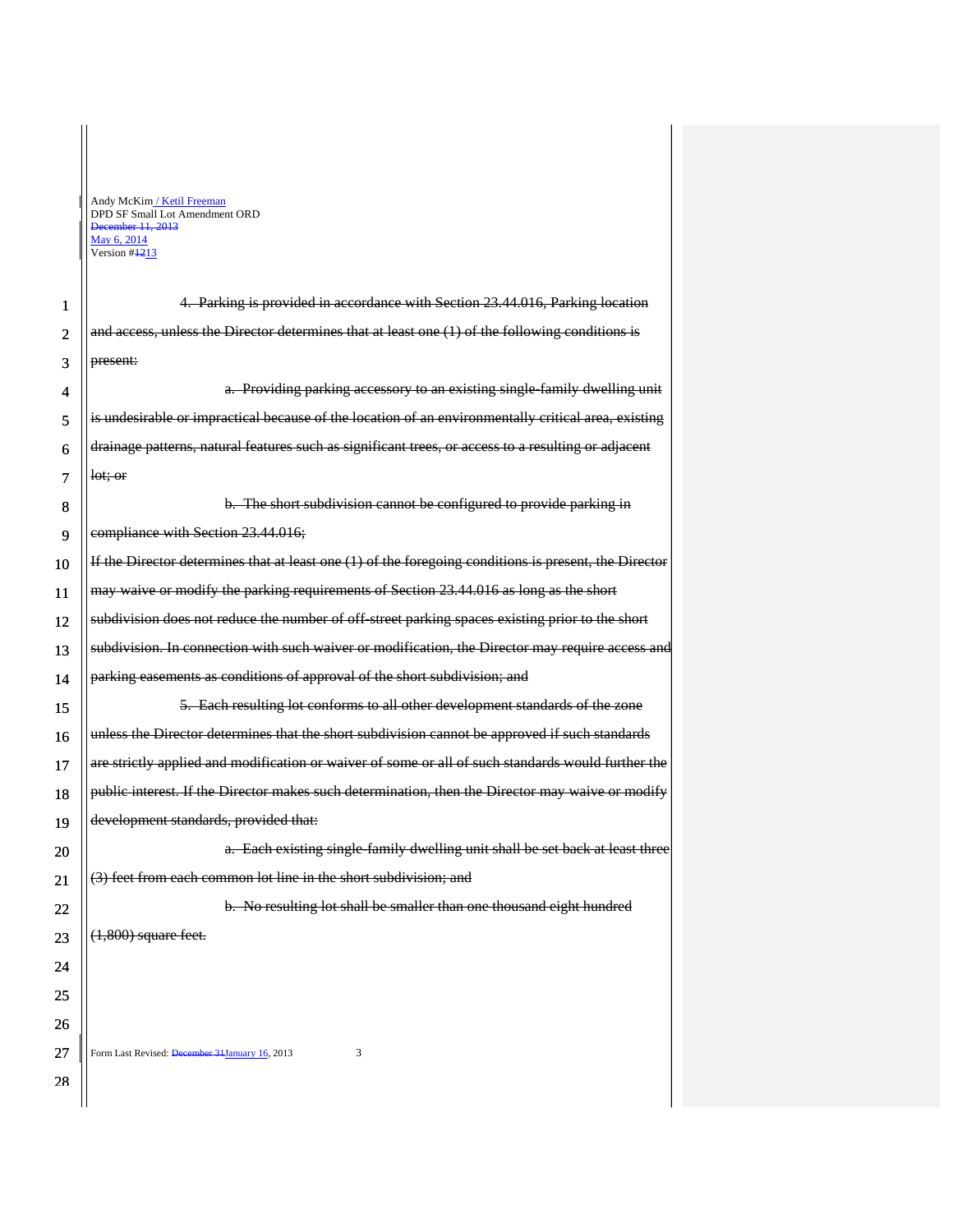~~4. Parking is provided in accordance with Section 23.44.016, Parking location and access, unless the Director determines that at least one (1) of the following conditions is present:~~

~~a. Providing parking accessory to an existing single-family dwelling unit is undesirable or impractical because of the location of an environmentally critical area, existing drainage patterns, natural features such as significant trees, or access to a resulting or adjacent lot; or~~

~~b. The short subdivision cannot be configured to provide parking in compliance with Section 23.44.016;~~

~~If the Director determines that at least one (1) of the foregoing conditions is present, the Director may waive or modify the parking requirements of Section 23.44.016 as long as the short subdivision does not reduce the number of off-street parking spaces existing prior to the short subdivision. In connection with such waiver or modification, the Director may require access and parking easements as conditions of approval of the short subdivision; and~~

~~5. Each resulting lot conforms to all other development standards of the zone unless the Director determines that the short subdivision cannot be approved if such standards are strictly applied and modification or waiver of some or all of such standards would further the public interest. If the Director makes such determination, then the Director may waive or modify development standards, provided that:~~

~~a. Each existing single-family dwelling unit shall be set back at least three (3) feet from each common lot line in the short subdivision; and~~

~~b. No resulting lot shall be smaller than one thousand eight hundred (1,800) square feet.~~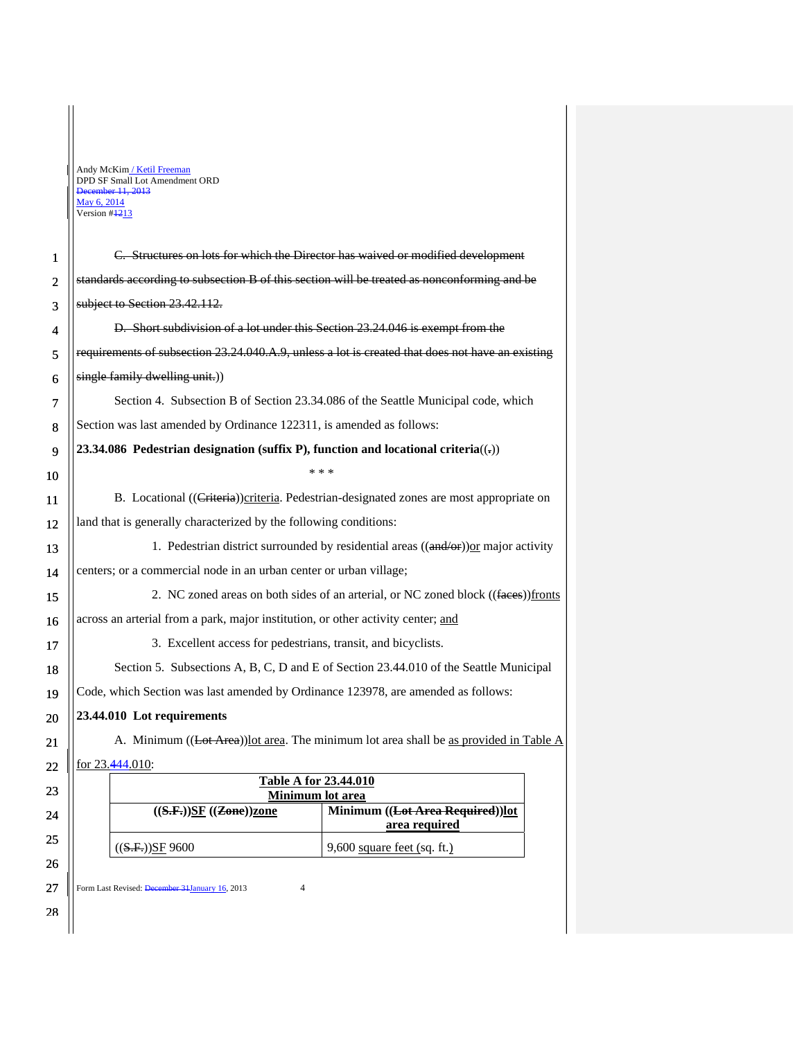~~C. Structures on lots for which the Director has waived or modified development standards according to subsection B of this section will be treated as nonconforming and be subject to Section 23.42.112.~~

~~D. Short subdivision of a lot under this Section 23.24.046 is exempt from the requirements of subsection 23.24.040.A.9, unless a lot is created that does not have an existing single family dwelling unit.~~))

Section 4. Subsection B of Section 23.34.086 of the Seattle Municipal code, which Section was last amended by Ordinance 122311, is amended as follows:

**23.34.086 Pedestrian designation (suffix P), function and locational criteria**((~~.~~))

\* \* \*

B. Locational ((~~Criteria~~))criteria. Pedestrian-designated zones are most appropriate on land that is generally characterized by the following conditions:

1. Pedestrian district surrounded by residential areas ((~~and/or~~))or major activity centers; or a commercial node in an urban center or urban village;

2. NC zoned areas on both sides of an arterial, or NC zoned block ((~~faces~~))fronts across an arterial from a park, major institution, or other activity center; and

3. Excellent access for pedestrians, transit, and bicyclists.

Section 5. Subsections A, B, C, D and E of Section 23.44.010 of the Seattle Municipal Code, which Section was last amended by Ordinance 123978, are amended as follows:

**23.44.010 Lot requirements**

A. Minimum ((~~Lot Area~~))lot area. The minimum lot area shall be as provided in Table A for 23.~~4~~44.010:

| **Table A for 23.44.010 Minimum lot area** | |
|---|---|
| **((~~S.F.~~))SF ((~~Zone~~))zone** | **Minimum ((~~Lot Area Required~~))lot area required** |
| ((~~S.F.~~))SF 9600 | 9,600 square feet (sq. ft.) |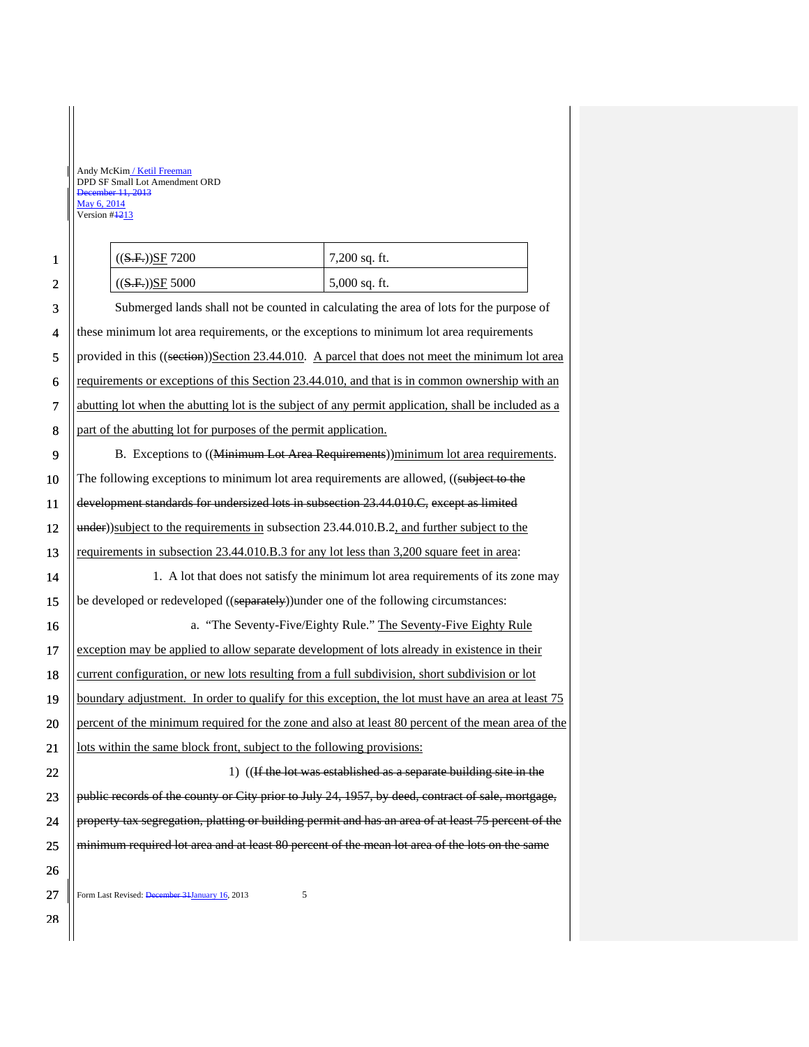| ((S.F.))SF 7200 | 7,200 sq. ft. |
|---|---|
| ((S.F.))SF 5000 | 5,000 sq. ft. |

Submerged lands shall not be counted in calculating the area of lots for the purpose of these minimum lot area requirements, or the exceptions to minimum lot area requirements provided in this ((section))Section 23.44.010. A parcel that does not meet the minimum lot area requirements or exceptions of this Section 23.44.010, and that is in common ownership with an abutting lot when the abutting lot is the subject of any permit application, shall be included as a part of the abutting lot for purposes of the permit application.

B. Exceptions to ((Minimum Lot Area Requirements))minimum lot area requirements. The following exceptions to minimum lot area requirements are allowed, ((subject to the development standards for undersized lots in subsection 23.44.010.C, except as limited under))subject to the requirements in subsection 23.44.010.B.2, and further subject to the requirements in subsection 23.44.010.B.3 for any lot less than 3,200 square feet in area:

1. A lot that does not satisfy the minimum lot area requirements of its zone may be developed or redeveloped ((separately))under one of the following circumstances:

a. "The Seventy-Five/Eighty Rule." The Seventy-Five Eighty Rule exception may be applied to allow separate development of lots already in existence in their current configuration, or new lots resulting from a full subdivision, short subdivision or lot boundary adjustment. In order to qualify for this exception, the lot must have an area at least 75 percent of the minimum required for the zone and also at least 80 percent of the mean area of the lots within the same block front, subject to the following provisions:

1) ((If the lot was established as a separate building site in the public records of the county or City prior to July 24, 1957, by deed, contract of sale, mortgage, property tax segregation, platting or building permit and has an area of at least 75 percent of the minimum required lot area and at least 80 percent of the mean lot area of the lots on the same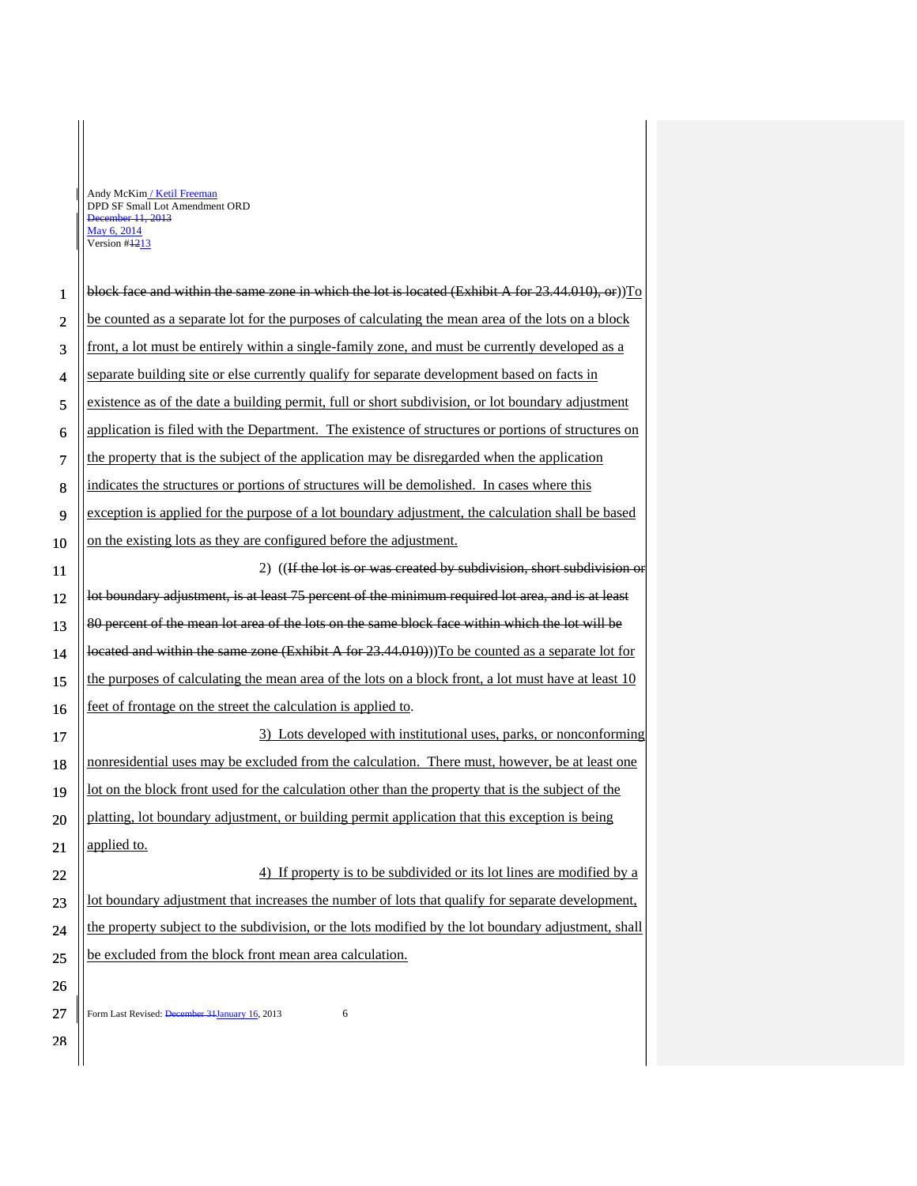~~block face and within the same zone in which the lot is located (Exhibit A for 23.44.010), or))~~<u>To be counted as a separate lot for the purposes of calculating the mean area of the lots on a block front, a lot must be entirely within a single-family zone, and must be currently developed as a separate building site or else currently qualify for separate development based on facts in existence as of the date a building permit, full or short subdivision, or lot boundary adjustment application is filed with the Department. The existence of structures or portions of structures on the property that is the subject of the application may be disregarded when the application indicates the structures or portions of structures will be demolished. In cases where this exception is applied for the purpose of a lot boundary adjustment, the calculation shall be based on the existing lots as they are configured before the adjustment.</u>

2) ((~~If the lot is or was created by subdivision, short subdivision or lot boundary adjustment, is at least 75 percent of the minimum required lot area, and is at least 80 percent of the mean lot area of the lots on the same block face within which the lot will be located and within the same zone (Exhibit A for 23.44.010)~~))<u>To be counted as a separate lot for the purposes of calculating the mean area of the lots on a block front, a lot must have at least 10 feet of frontage on the street the calculation is applied to</u>.

<u>3) Lots developed with institutional uses, parks, or nonconforming nonresidential uses may be excluded from the calculation. There must, however, be at least one lot on the block front used for the calculation other than the property that is the subject of the platting, lot boundary adjustment, or building permit application that this exception is being applied to.</u>

<u>4) If property is to be subdivided or its lot lines are modified by a lot boundary adjustment that increases the number of lots that qualify for separate development, the property subject to the subdivision, or the lots modified by the lot boundary adjustment, shall be excluded from the block front mean area calculation.</u>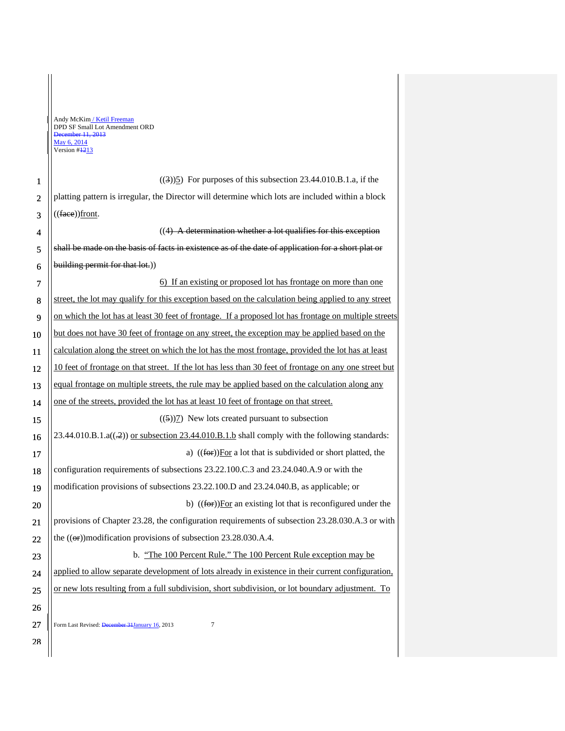((3))5) For purposes of this subsection 23.44.010.B.1.a, if the platting pattern is irregular, the Director will determine which lots are included within a block ((face))front.

((4) A determination whether a lot qualifies for this exception shall be made on the basis of facts in existence as of the date of application for a short plat or building permit for that lot.))

6) If an existing or proposed lot has frontage on more than one street, the lot may qualify for this exception based on the calculation being applied to any street on which the lot has at least 30 feet of frontage. If a proposed lot has frontage on multiple streets but does not have 30 feet of frontage on any street, the exception may be applied based on the calculation along the street on which the lot has the most frontage, provided the lot has at least 10 feet of frontage on that street. If the lot has less than 30 feet of frontage on any one street but equal frontage on multiple streets, the rule may be applied based on the calculation along any one of the streets, provided the lot has at least 10 feet of frontage on that street.

((5))7) New lots created pursuant to subsection 23.44.010.B.1.a((.2)) or subsection 23.44.010.B.1.b shall comply with the following standards:

a) ((for))For a lot that is subdivided or short platted, the configuration requirements of subsections 23.22.100.C.3 and 23.24.040.A.9 or with the modification provisions of subsections 23.22.100.D and 23.24.040.B, as applicable; or

b) ((for))For an existing lot that is reconfigured under the provisions of Chapter 23.28, the configuration requirements of subsection 23.28.030.A.3 or with the ((or))modification provisions of subsection 23.28.030.A.4.

b. "The 100 Percent Rule." The 100 Percent Rule exception may be applied to allow separate development of lots already in existence in their current configuration, or new lots resulting from a full subdivision, short subdivision, or lot boundary adjustment. To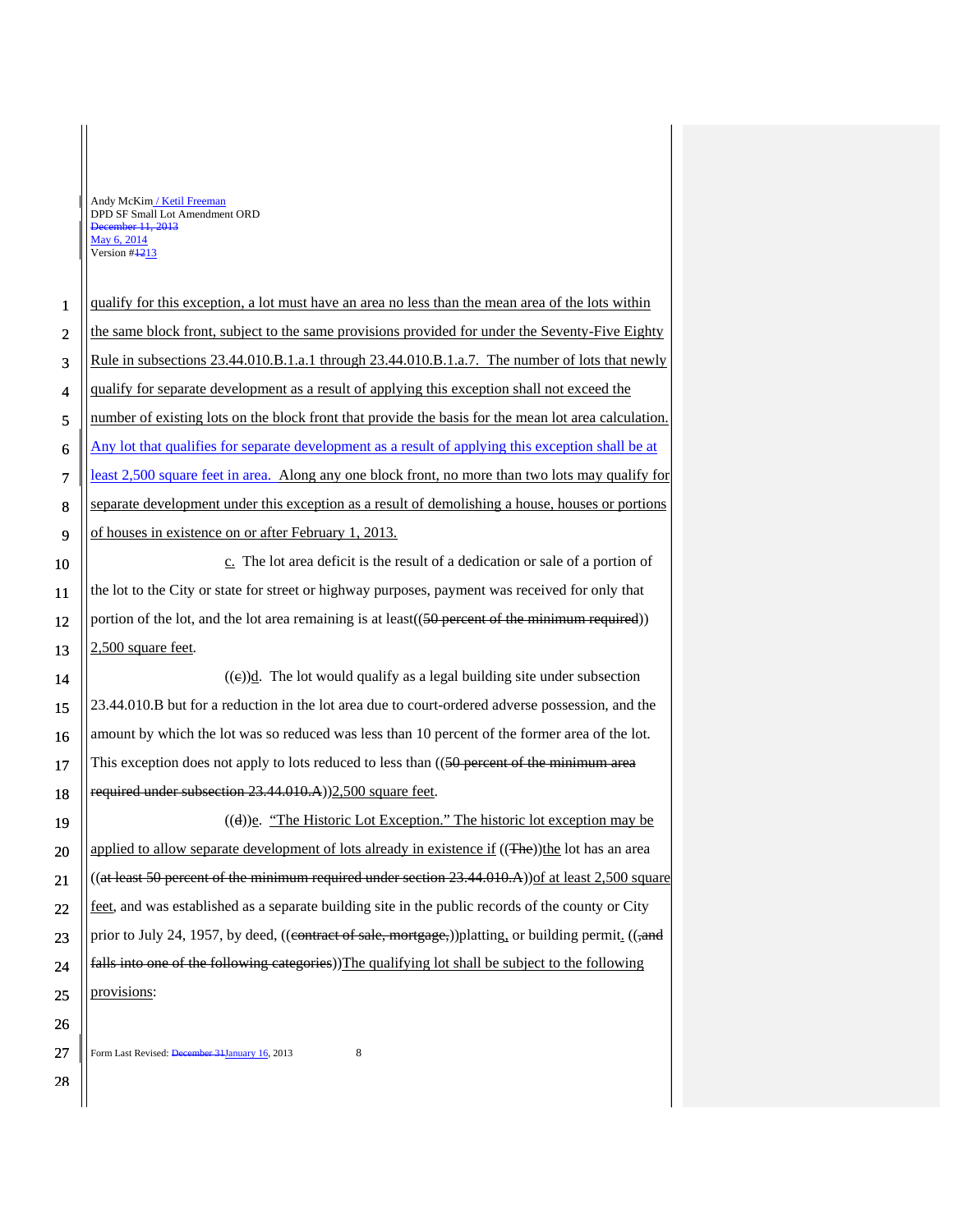qualify for this exception, a lot must have an area no less than the mean area of the lots within the same block front, subject to the same provisions provided for under the Seventy-Five Eighty Rule in subsections 23.44.010.B.1.a.1 through 23.44.010.B.1.a.7. The number of lots that newly qualify for separate development as a result of applying this exception shall not exceed the number of existing lots on the block front that provide the basis for the mean lot area calculation. Any lot that qualifies for separate development as a result of applying this exception shall be at least 2,500 square feet in area. Along any one block front, no more than two lots may qualify for separate development under this exception as a result of demolishing a house, houses or portions of houses in existence on or after February 1, 2013.

c. The lot area deficit is the result of a dedication or sale of a portion of the lot to the City or state for street or highway purposes, payment was received for only that portion of the lot, and the lot area remaining is at least((~~50 percent of the minimum required~~)) 2,500 square feet.

((~~c~~))d. The lot would qualify as a legal building site under subsection 23.44.010.B but for a reduction in the lot area due to court-ordered adverse possession, and the amount by which the lot was so reduced was less than 10 percent of the former area of the lot. This exception does not apply to lots reduced to less than ((~~50 percent of the minimum area required under subsection 23.44.010.A~~))2,500 square feet.

((~~d~~))e. "The Historic Lot Exception." The historic lot exception may be applied to allow separate development of lots already in existence if ((~~The~~))the lot has an area ((~~at least 50 percent of the minimum required under section 23.44.010.A~~))of at least 2,500 square feet, and was established as a separate building site in the public records of the county or City prior to July 24, 1957, by deed, ((~~contract of sale, mortgage,~~))platting, or building permit. ((~~, and falls into one of the following categories~~))The qualifying lot shall be subject to the following provisions: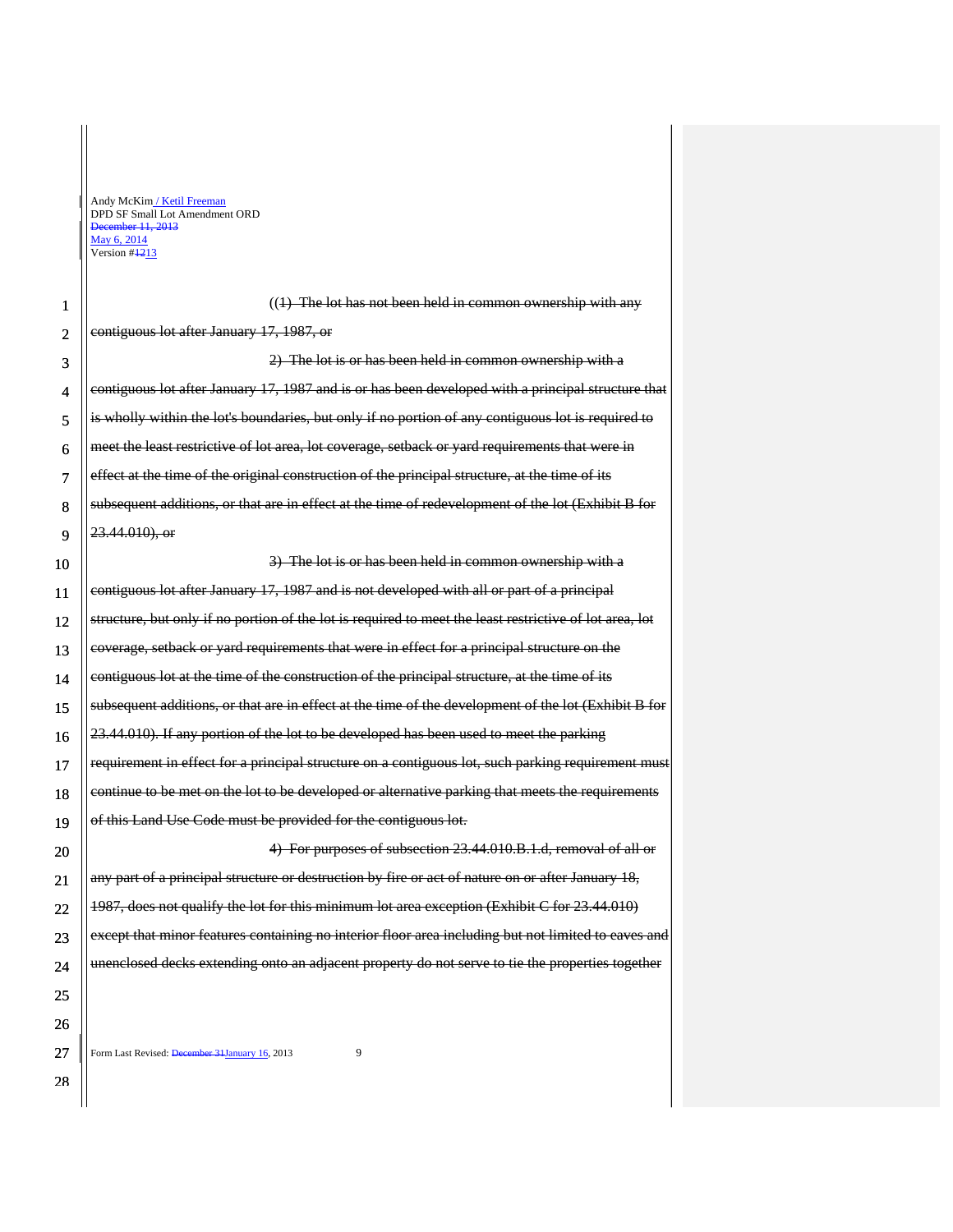((~~1) The lot has not been held in common ownership with any contiguous lot after January 17, 1987, or~~

~~2) The lot is or has been held in common ownership with a contiguous lot after January 17, 1987 and is or has been developed with a principal structure that is wholly within the lot's boundaries, but only if no portion of any contiguous lot is required to meet the least restrictive of lot area, lot coverage, setback or yard requirements that were in effect at the time of the original construction of the principal structure, at the time of its subsequent additions, or that are in effect at the time of redevelopment of the lot (Exhibit B for 23.44.010), or~~

~~3) The lot is or has been held in common ownership with a contiguous lot after January 17, 1987 and is not developed with all or part of a principal structure, but only if no portion of the lot is required to meet the least restrictive of lot area, lot coverage, setback or yard requirements that were in effect for a principal structure on the contiguous lot at the time of the construction of the principal structure, at the time of its subsequent additions, or that are in effect at the time of the development of the lot (Exhibit B for 23.44.010). If any portion of the lot to be developed has been used to meet the parking requirement in effect for a principal structure on a contiguous lot, such parking requirement must continue to be met on the lot to be developed or alternative parking that meets the requirements of this Land Use Code must be provided for the contiguous lot.~~

~~4) For purposes of subsection 23.44.010.B.1.d, removal of all or any part of a principal structure or destruction by fire or act of nature on or after January 18, 1987, does not qualify the lot for this minimum lot area exception (Exhibit C for 23.44.010) except that minor features containing no interior floor area including but not limited to eaves and unenclosed decks extending onto an adjacent property do not serve to tie the properties together~~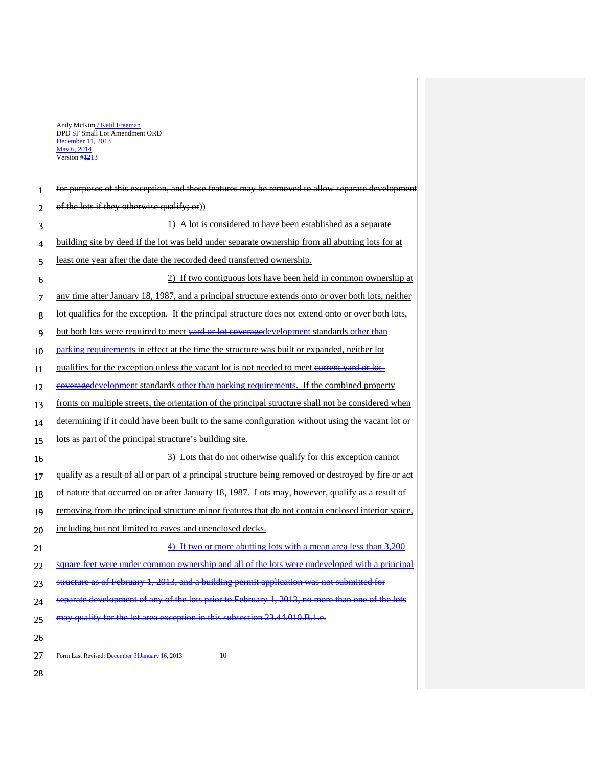~~for purposes of this exception, and these features may be removed to allow separate development of the lots if they otherwise qualify; or~~))

1) A lot is considered to have been established as a separate building site by deed if the lot was held under separate ownership from all abutting lots for at least one year after the date the recorded deed transferred ownership.

2) If two contiguous lots have been held in common ownership at any time after January 18, 1987, and a principal structure extends onto or over both lots, neither lot qualifies for the exception. If the principal structure does not extend onto or over both lots, but both lots were required to meet ~~yard or lot coverage~~development standards other than parking requirements in effect at the time the structure was built or expanded, neither lot qualifies for the exception unless the vacant lot is not needed to meet ~~current yard or lot-coverage~~development standards other than parking requirements. If the combined property fronts on multiple streets, the orientation of the principal structure shall not be considered when determining if it could have been built to the same configuration without using the vacant lot or lots as part of the principal structure's building site.

3) Lots that do not otherwise qualify for this exception cannot qualify as a result of all or part of a principal structure being removed or destroyed by fire or act of nature that occurred on or after January 18, 1987. Lots may, however, qualify as a result of removing from the principal structure minor features that do not contain enclosed interior space, including but not limited to eaves and unenclosed decks.

~~4) If two or more abutting lots with a mean area less than 3,200 square feet were under common ownership and all of the lots were undeveloped with a principal structure as of February 1, 2013, and a building permit application was not submitted for separate development of any of the lots prior to February 1, 2013, no more than one of the lots may qualify for the lot area exception in this subsection 23.44.010.B.1.e.~~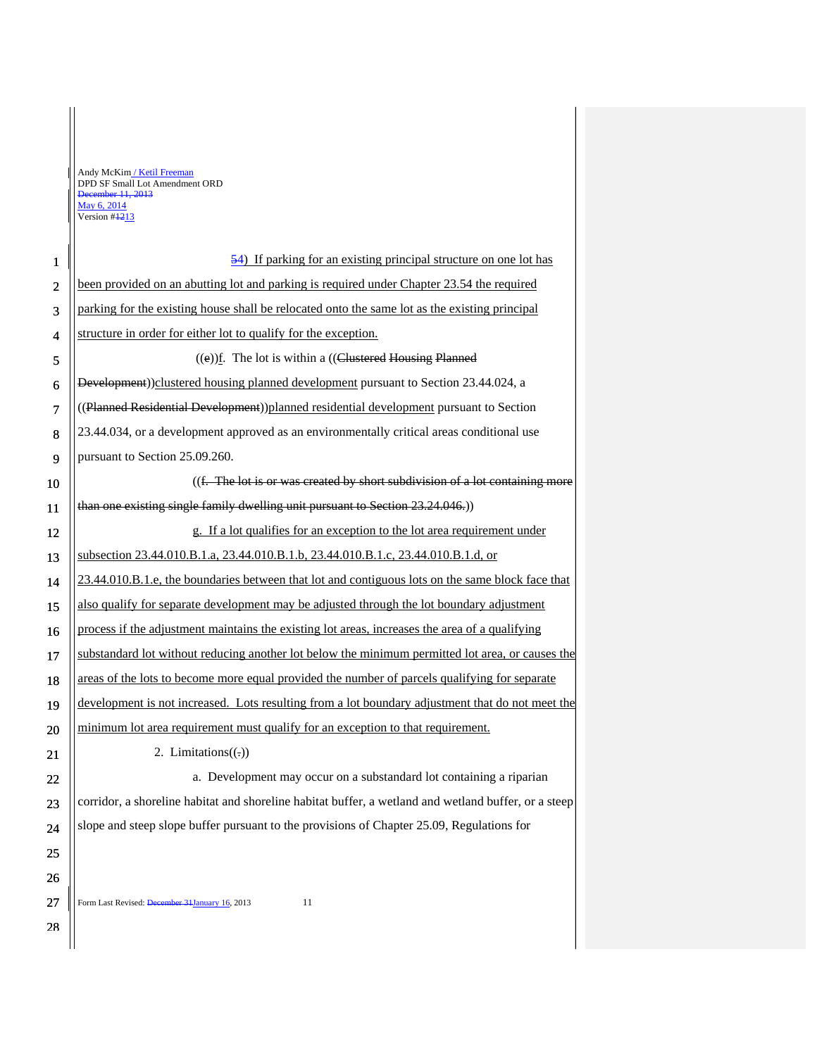54) If parking for an existing principal structure on one lot has been provided on an abutting lot and parking is required under Chapter 23.54 the required parking for the existing house shall be relocated onto the same lot as the existing principal structure in order for either lot to qualify for the exception.

((e))f. The lot is within a ((Clustered Housing Planned Development))clustered housing planned development pursuant to Section 23.44.024, a ((Planned Residential Development))planned residential development pursuant to Section 23.44.034, or a development approved as an environmentally critical areas conditional use pursuant to Section 25.09.260.

((f. The lot is or was created by short subdivision of a lot containing more than one existing single family dwelling unit pursuant to Section 23.24.046.))

g. If a lot qualifies for an exception to the lot area requirement under subsection 23.44.010.B.1.a, 23.44.010.B.1.b, 23.44.010.B.1.c, 23.44.010.B.1.d, or 23.44.010.B.1.e, the boundaries between that lot and contiguous lots on the same block face that also qualify for separate development may be adjusted through the lot boundary adjustment process if the adjustment maintains the existing lot areas, increases the area of a qualifying substandard lot without reducing another lot below the minimum permitted lot area, or causes the areas of the lots to become more equal provided the number of parcels qualifying for separate development is not increased. Lots resulting from a lot boundary adjustment that do not meet the minimum lot area requirement must qualify for an exception to that requirement.

2. Limitations((.))

a. Development may occur on a substandard lot containing a riparian corridor, a shoreline habitat and shoreline habitat buffer, a wetland and wetland buffer, or a steep slope and steep slope buffer pursuant to the provisions of Chapter 25.09, Regulations for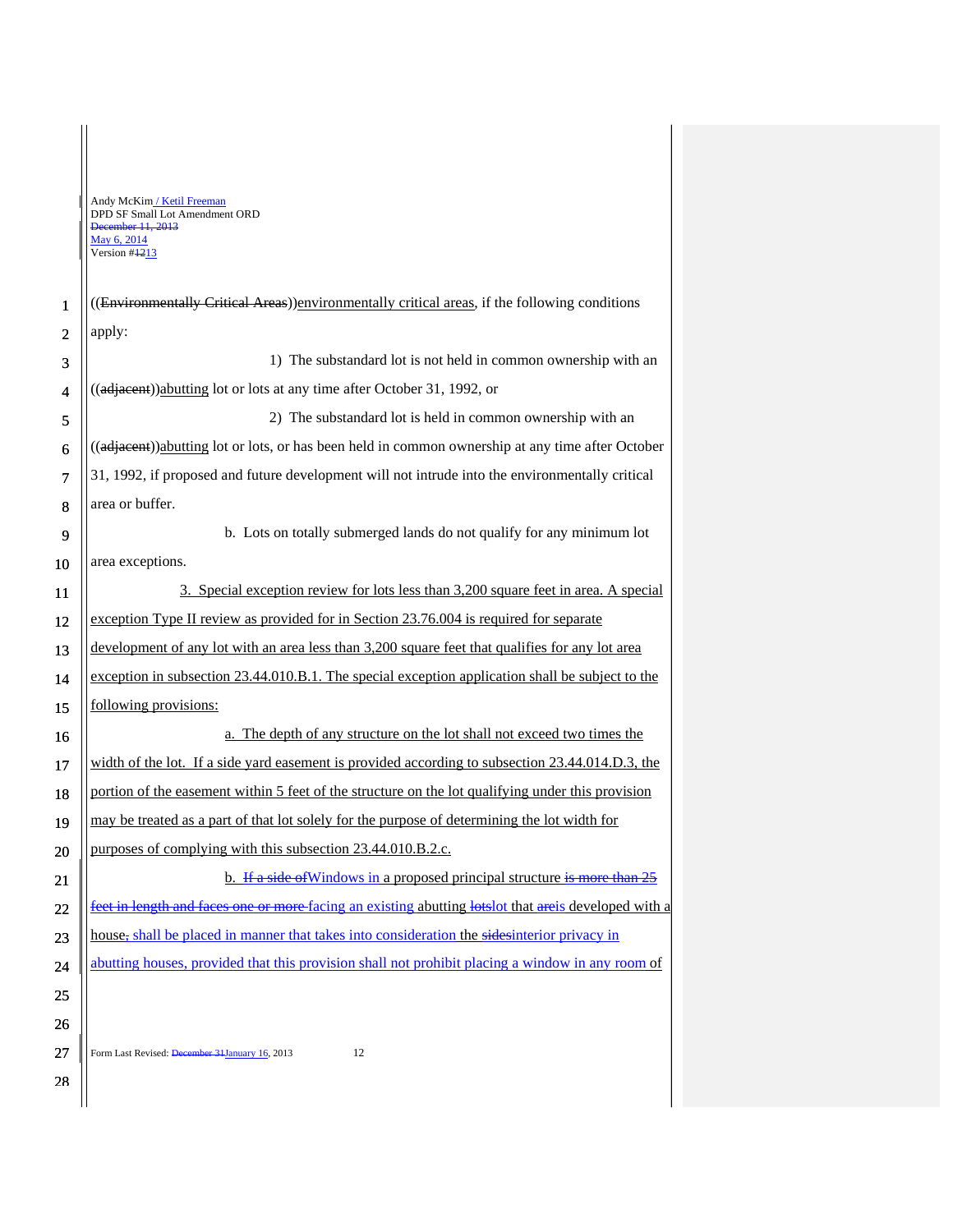((Environmentally Critical Areas))environmentally critical areas, if the following conditions apply:

1) The substandard lot is not held in common ownership with an ((adjacent))abutting lot or lots at any time after October 31, 1992, or

2) The substandard lot is held in common ownership with an ((adjacent))abutting lot or lots, or has been held in common ownership at any time after October 31, 1992, if proposed and future development will not intrude into the environmentally critical area or buffer.

b. Lots on totally submerged lands do not qualify for any minimum lot area exceptions.

3. Special exception review for lots less than 3,200 square feet in area. A special exception Type II review as provided for in Section 23.76.004 is required for separate development of any lot with an area less than 3,200 square feet that qualifies for any lot area exception in subsection 23.44.010.B.1. The special exception application shall be subject to the following provisions:

a. The depth of any structure on the lot shall not exceed two times the width of the lot. If a side yard easement is provided according to subsection 23.44.014.D.3, the portion of the easement within 5 feet of the structure on the lot qualifying under this provision may be treated as a part of that lot solely for the purpose of determining the lot width for purposes of complying with this subsection 23.44.010.B.2.c.

b. ~~If a side of~~Windows in a proposed principal structure ~~is more than 25 feet in length and faces one or more~~ facing an existing abutting ~~lots~~lot that ~~are~~is developed with a house~~,~~ shall be placed in manner that takes into consideration the ~~sides~~interior privacy in abutting houses, provided that this provision shall not prohibit placing a window in any room of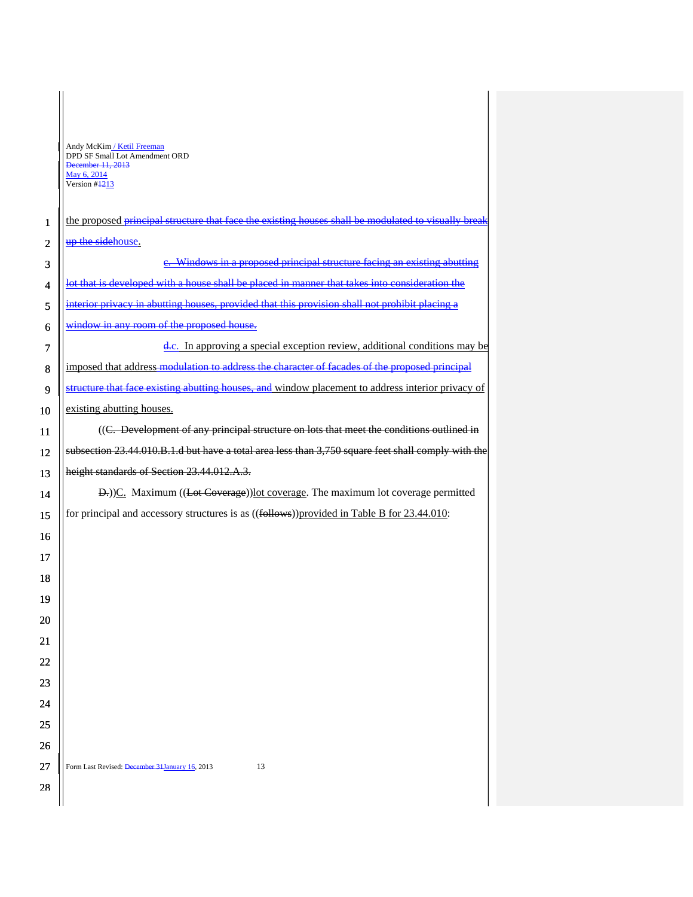the proposed ~~principal structure that face the existing houses shall be modulated to visually break up the side~~house.

~~c. Windows in a proposed principal structure facing an existing abutting lot that is developed with a house shall be placed in manner that takes into consideration the interior privacy in abutting houses, provided that this provision shall not prohibit placing a window in any room of the proposed house.~~

~~d.~~c. In approving a special exception review, additional conditions may be imposed that address ~~modulation to address the character of facades of the proposed principal structure that face existing abutting houses, and~~ window placement to address interior privacy of existing abutting houses.

((~~C. Development of any principal structure on lots that meet the conditions outlined in subsection 23.44.010.B.1.d but have a total area less than 3,750 square feet shall comply with the height standards of Section 23.44.012.A.3.~~

~~D.~~))C. Maximum ((~~Lot Coverage~~))lot coverage. The maximum lot coverage permitted for principal and accessory structures is as ((~~follows~~))provided in Table B for 23.44.010: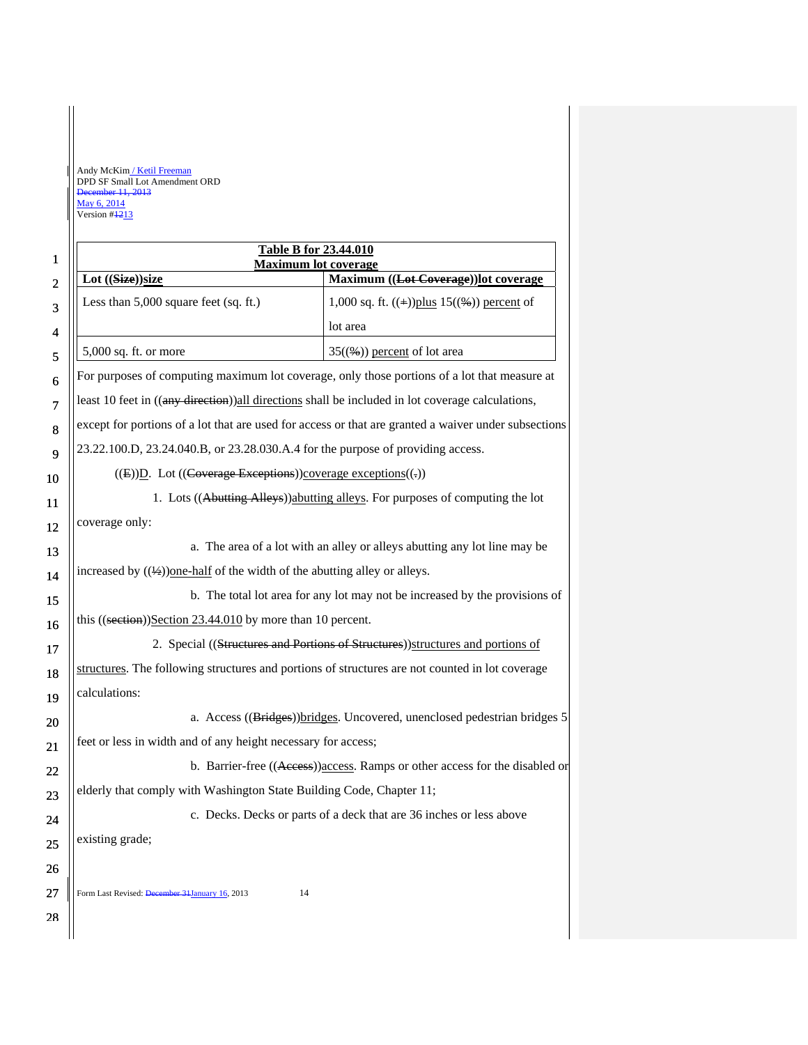| Table B for 23.44.010 Maximum lot coverage | |
|---|---|
| Lot ((~~Size~~))size | Maximum ((~~Lot Coverage~~))lot coverage |
| Less than 5,000 square feet (sq. ft.) | 1,000 sq. ft. ((~~+~~))plus 15((~~%~~)) percent of lot area |
| 5,000 sq. ft. or more | 35((~~%~~)) percent of lot area |

For purposes of computing maximum lot coverage, only those portions of a lot that measure at least 10 feet in ((~~any direction~~))all directions shall be included in lot coverage calculations, except for portions of a lot that are used for access or that are granted a waiver under subsections 23.22.100.D, 23.24.040.B, or 23.28.030.A.4 for the purpose of providing access.

((~~E~~))D. Lot ((~~Coverage Exceptions~~))coverage exceptions((~~.~~))

1. Lots ((~~Abutting Alleys~~))abutting alleys. For purposes of computing the lot coverage only:

a. The area of a lot with an alley or alleys abutting any lot line may be increased by ((~~½~~))one-half of the width of the abutting alley or alleys.

b. The total lot area for any lot may not be increased by the provisions of this ((~~section~~))Section 23.44.010 by more than 10 percent.

2. Special ((~~Structures and Portions of Structures~~))structures and portions of structures. The following structures and portions of structures are not counted in lot coverage calculations:

a. Access ((~~Bridges~~))bridges. Uncovered, unenclosed pedestrian bridges 5 feet or less in width and of any height necessary for access;

b. Barrier-free ((~~Access~~))access. Ramps or other access for the disabled or elderly that comply with Washington State Building Code, Chapter 11;

c. Decks. Decks or parts of a deck that are 36 inches or less above existing grade;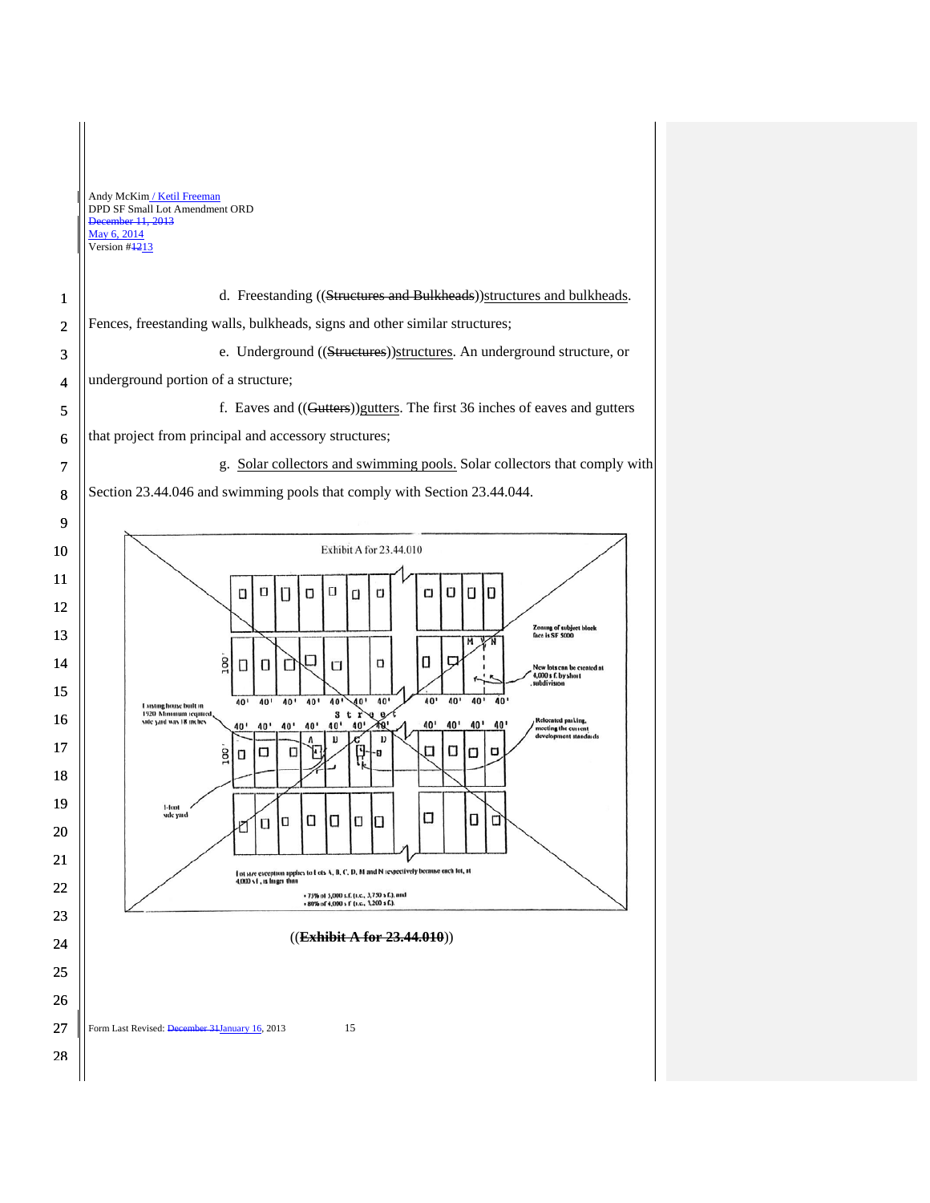d. Freestanding ((~~Structures and Bulkheads~~))structures and bulkheads. Fences, freestanding walls, bulkheads, signs and other similar structures;

e. Underground ((~~Structures~~))structures. An underground structure, or underground portion of a structure;

f. Eaves and ((~~Gutters~~))gutters. The first 36 inches of eaves and gutters that project from principal and accessory structures;

g. Solar collectors and swimming pools. Solar collectors that comply with Section 23.44.046 and swimming pools that comply with Section 23.44.044.

((~~Exhibit A for 23.44.010~~))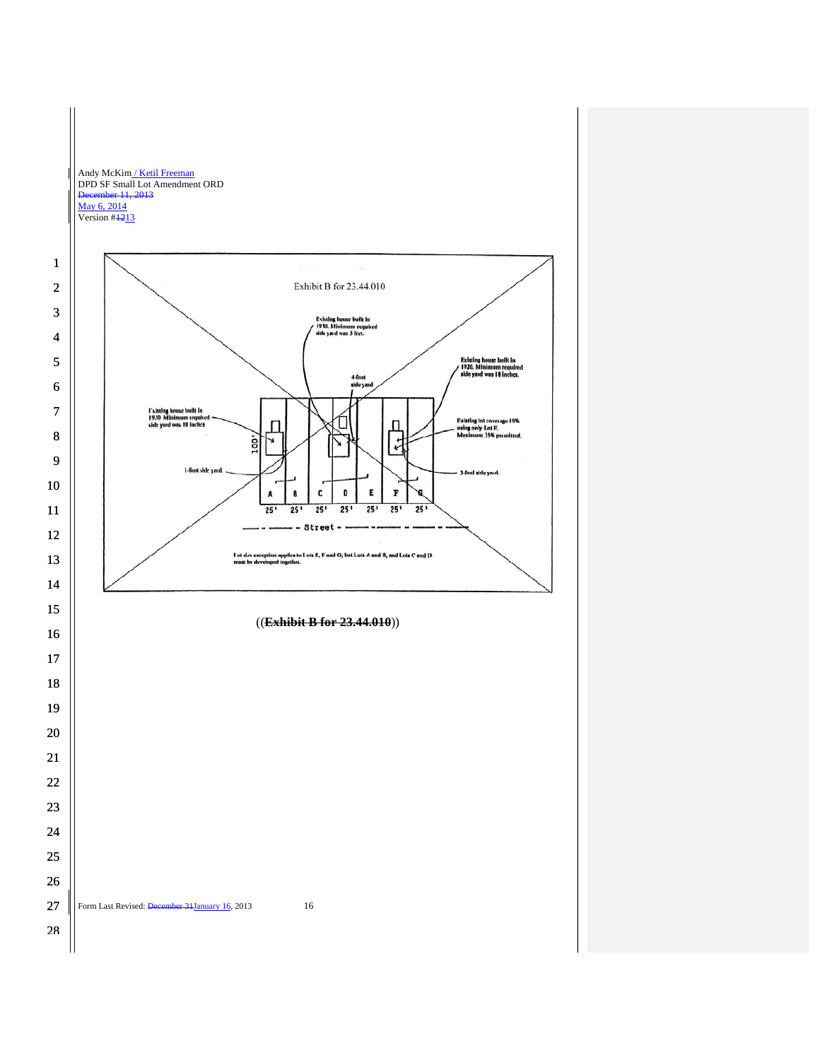Exhibit B for 23.44.010

Existing house built in 1910. Minimum required side yard was 3 feet.

Existing house built in 1920. Minimum required side yard was 18 inches.

4-foot side yard

Existing house built in 1920. Minimum required side yard was 18 inches

Existing lot coverage 19% using only Lot F. Maximum 35% permitted.

100'

1-foot side yard.

3-foot side yard.

| A | B | C | D | E | F | G |
|---|---|---|---|---|---|---|
| 25' | 25' | 25' | 25' | 25' | 25' | 25' |

Street

Lot size exception applies to Lots E, F and G; but Lots A and B, and Lots C and D must be developed together.

((~~**Exhibit B for 23.44.010**~~))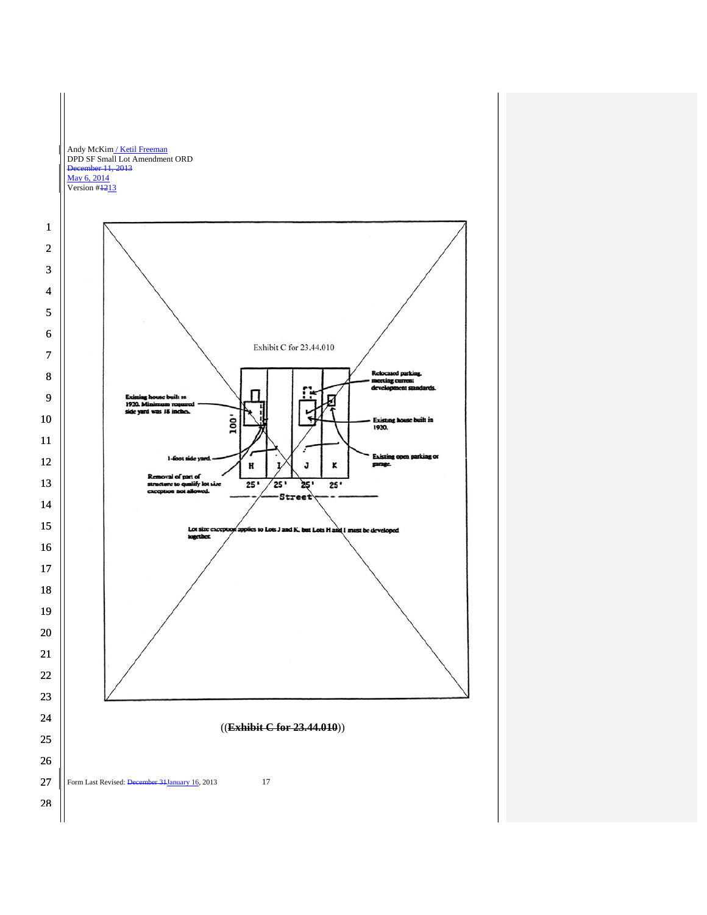Exhibit C for 23.44.010

Existing house built in 1920. Minimum required side yard was 18 inches.

1-foot side yard.

Removal of part of structure to qualify lot size exception not allowed.

100'

H I J K

25' 25' 25' 25'

Street

Relocated parking meeting current development standards.

Existing house built in 1920.

Existing open parking or garage.

Lot size exception applies to Lots J and K, but Lots H and I must be developed together.

((~~**Exhibit C for 23.44.010**~~))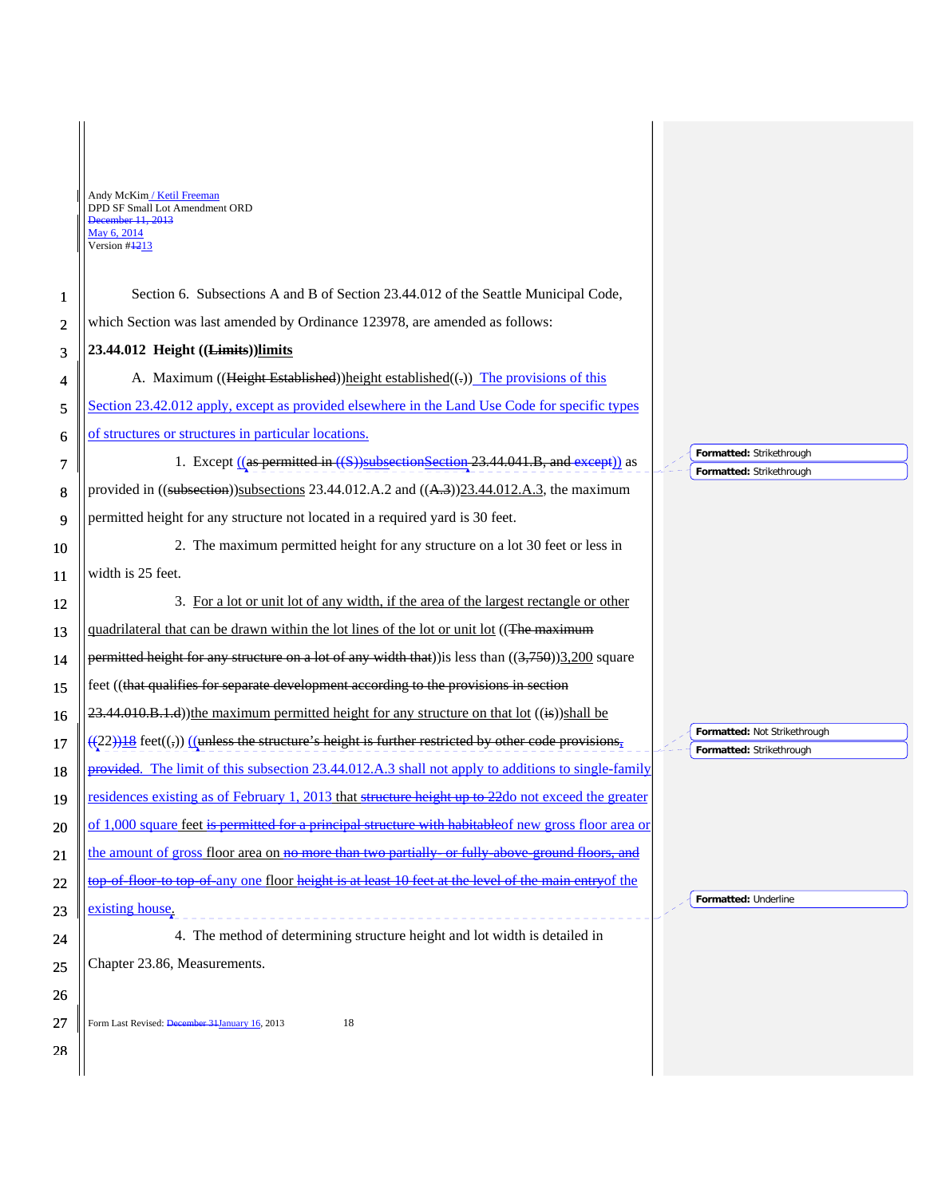Andy McKim / Ketil Freeman
DPD SF Small Lot Amendment ORD
~~December 11, 2013~~
May 6, 2014
Version #~~12~~13

Section 6. Subsections A and B of Section 23.44.012 of the Seattle Municipal Code, which Section was last amended by Ordinance 123978, are amended as follows:

**23.44.012 Height ((Limits))limits**

A. Maximum ((Height Established))height established((.)) The provisions of this Section 23.42.012 apply, except as provided elsewhere in the Land Use Code for specific types of structures or structures in particular locations.

1. Except ((as permitted in ((S))subsectionSection 23.44.041.B, and except)) as provided in ((subsection))subsections 23.44.012.A.2 and ((A.3))23.44.012.A.3, the maximum permitted height for any structure not located in a required yard is 30 feet.

2. The maximum permitted height for any structure on a lot 30 feet or less in width is 25 feet.

3. For a lot or unit lot of any width, if the area of the largest rectangle or other quadrilateral that can be drawn within the lot lines of the lot or unit lot ((The maximum permitted height for any structure on a lot of any width that))is less than ((3,750))3,200 square feet ((that qualifies for separate development according to the provisions in section 23.44.010.B.1.d))the maximum permitted height for any structure on that lot ((is))shall be ((22))18 feet((,)) ((unless the structure's height is further restricted by other code provisions, provided. The limit of this subsection 23.44.012.A.3 shall not apply to additions to single-family residences existing as of February 1, 2013 that ~~structure height up to 22~~do not exceed the greater of 1,000 square feet ~~is permitted for a principal structure with habitable~~of new gross floor area or the amount of gross floor area on ~~no more than two partially- or fully-above-ground floors, and top-of-floor-to top-of-~~any one floor ~~height is at least 10 feet at the level of the main entry~~of the existing house.

4. The method of determining structure height and lot width is detailed in Chapter 23.86, Measurements.

Formatted: Strikethrough
Formatted: Strikethrough
Formatted: Not Strikethrough
Formatted: Strikethrough
Formatted: Underline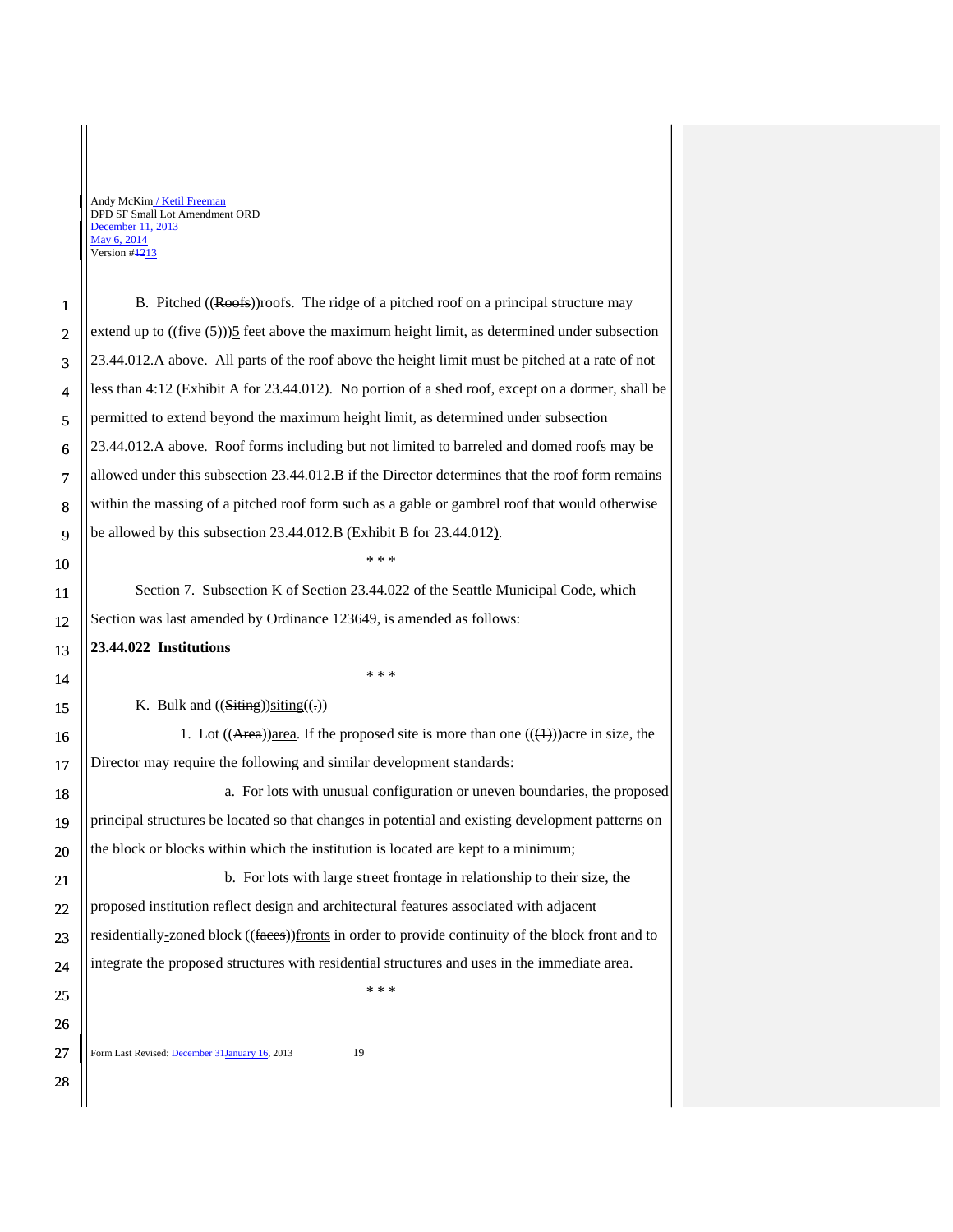B. Pitched ((Roofs))roofs. The ridge of a pitched roof on a principal structure may extend up to ((five (5)))5 feet above the maximum height limit, as determined under subsection 23.44.012.A above. All parts of the roof above the height limit must be pitched at a rate of not less than 4:12 (Exhibit A for 23.44.012). No portion of a shed roof, except on a dormer, shall be permitted to extend beyond the maximum height limit, as determined under subsection 23.44.012.A above. Roof forms including but not limited to barreled and domed roofs may be allowed under this subsection 23.44.012.B if the Director determines that the roof form remains within the massing of a pitched roof form such as a gable or gambrel roof that would otherwise be allowed by this subsection 23.44.012.B (Exhibit B for 23.44.012).

\* \* \*

Section 7. Subsection K of Section 23.44.022 of the Seattle Municipal Code, which Section was last amended by Ordinance 123649, is amended as follows:

**23.44.022 Institutions**

\* \* \*

K. Bulk and ((Siting))siting((.))

1. Lot ((Area))area. If the proposed site is more than one (((1)))acre in size, the Director may require the following and similar development standards:

a. For lots with unusual configuration or uneven boundaries, the proposed principal structures be located so that changes in potential and existing development patterns on the block or blocks within which the institution is located are kept to a minimum;

b. For lots with large street frontage in relationship to their size, the proposed institution reflect design and architectural features associated with adjacent residentially-zoned block ((faces))fronts in order to provide continuity of the block front and to integrate the proposed structures with residential structures and uses in the immediate area.

\* \* \*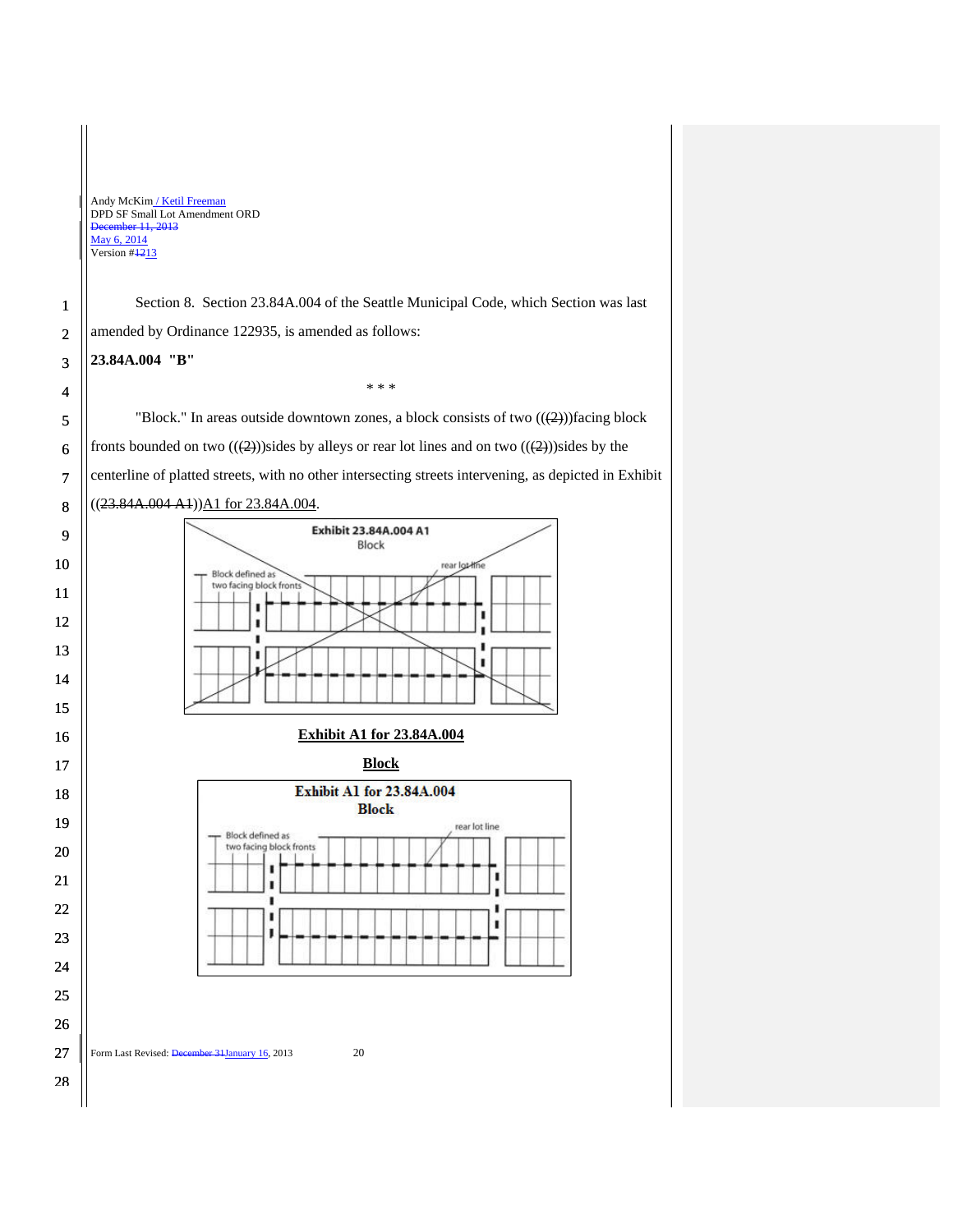Section 8. Section 23.84A.004 of the Seattle Municipal Code, which Section was last amended by Ordinance 122935, is amended as follows:

**23.84A.004 "B"**

\* \* \*

"Block." In areas outside downtown zones, a block consists of two (((2)))facing block fronts bounded on two (((2)))sides by alleys or rear lot lines and on two (((2)))sides by the centerline of platted streets, with no other intersecting streets intervening, as depicted in Exhibit ((23.84A.004 A1))A1 for 23.84A.004.

Exhibit 23.84A.004 A1
Block

Block defined as two facing block fronts

rear lot line

**Exhibit A1 for 23.84A.004**

**Block**

Exhibit A1 for 23.84A.004
Block

Block defined as two facing block fronts

rear lot line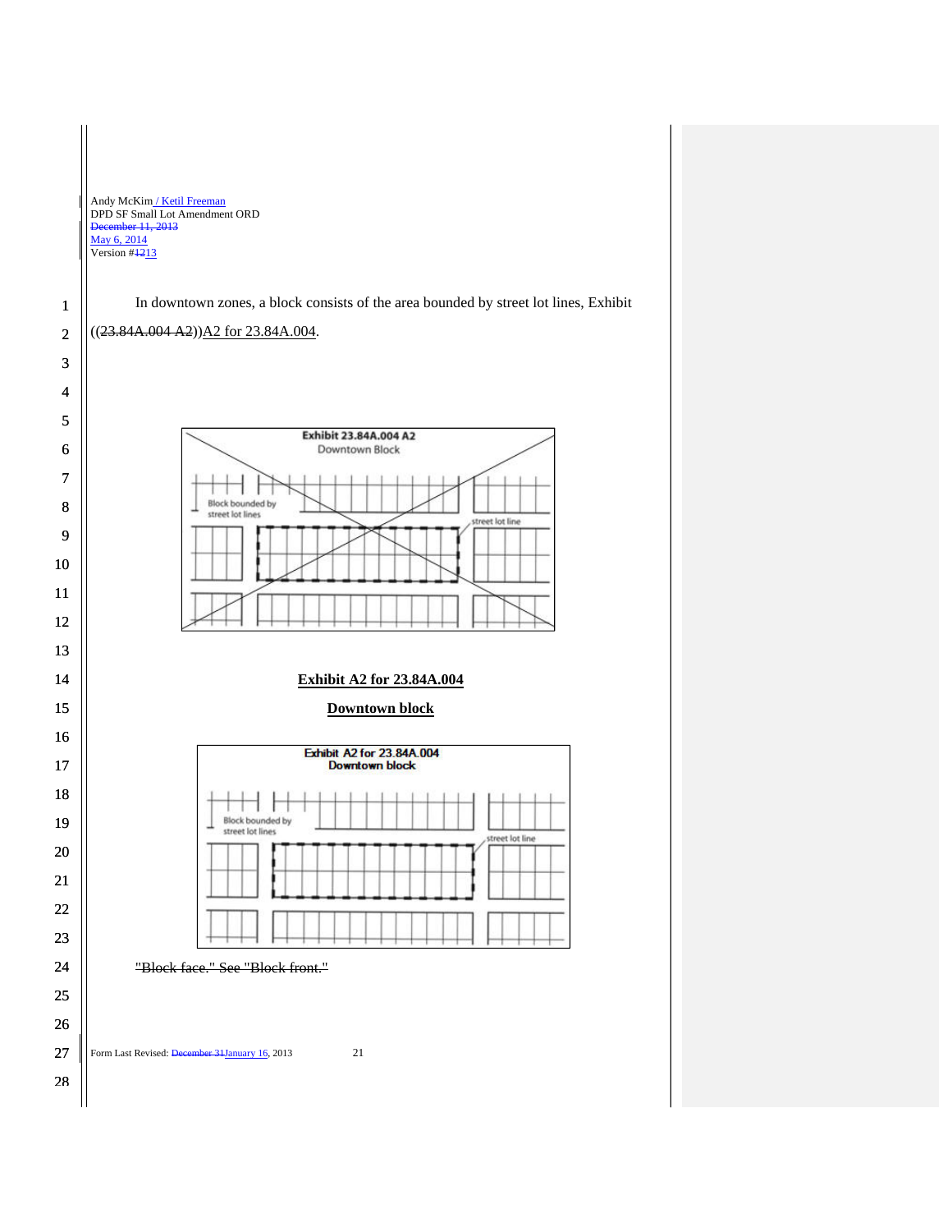In downtown zones, a block consists of the area bounded by street lot lines, Exhibit ((~~23.84A.004 A2~~))A2 for 23.84A.004.

**Exhibit A2 for 23.84A.004**

**Downtown block**

~~"Block face." See "Block front."~~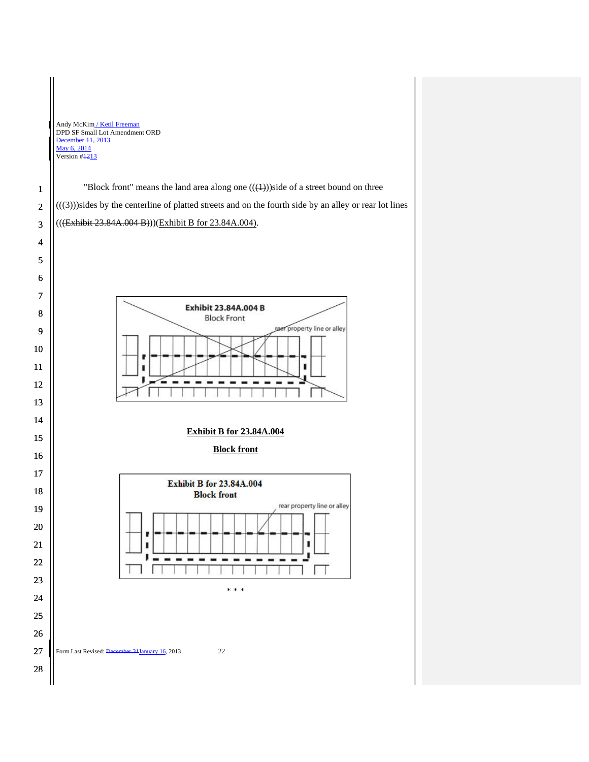"Block front" means the land area along one ((~~(1)~~))side of a street bound on three ((~~(3)~~))sides by the centerline of platted streets and on the fourth side by an alley or rear lot lines ((~~(Exhibit 23.84A.004 B)~~))(Exhibit B for 23.84A.004).

**Exhibit B for 23.84A.004**

**Block front**

\* \* \*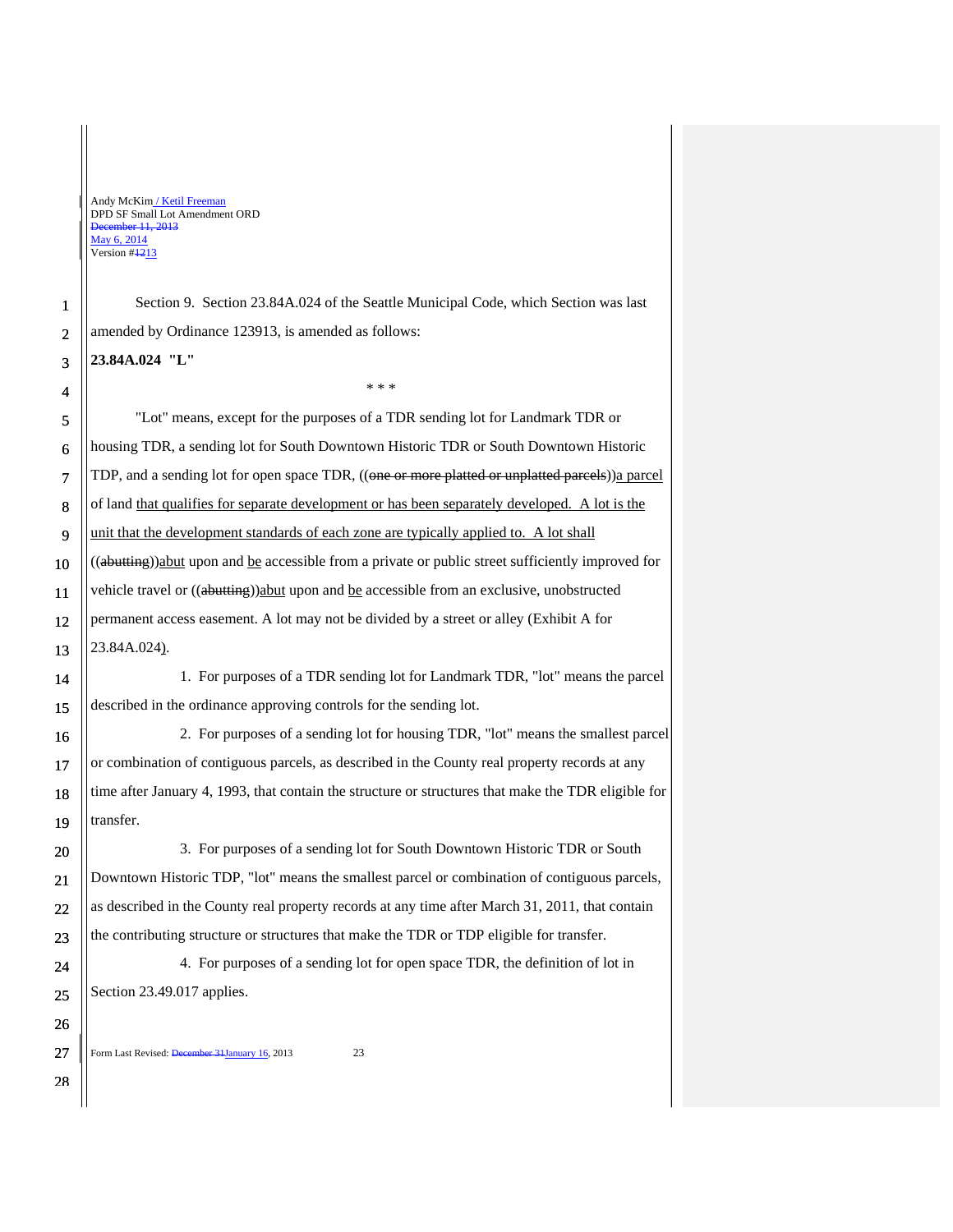Section 9. Section 23.84A.024 of the Seattle Municipal Code, which Section was last amended by Ordinance 123913, is amended as follows:

**23.84A.024 "L"**

\* \* \*

"Lot" means, except for the purposes of a TDR sending lot for Landmark TDR or housing TDR, a sending lot for South Downtown Historic TDR or South Downtown Historic TDP, and a sending lot for open space TDR, ((~~one or more platted or unplatted parcels~~))<u>a parcel</u> of land <u>that qualifies for separate development or has been separately developed. A lot is the unit that the development standards of each zone are typically applied to. A lot shall</u> ((~~abutting~~))<u>abut</u> upon and <u>be</u> accessible from a private or public street sufficiently improved for vehicle travel or ((~~abutting~~))<u>abut</u> upon and <u>be</u> accessible from an exclusive, unobstructed permanent access easement. A lot may not be divided by a street or alley (Exhibit A for 23.84A.024<u>)</u>.

1. For purposes of a TDR sending lot for Landmark TDR, "lot" means the parcel described in the ordinance approving controls for the sending lot.

2. For purposes of a sending lot for housing TDR, "lot" means the smallest parcel or combination of contiguous parcels, as described in the County real property records at any time after January 4, 1993, that contain the structure or structures that make the TDR eligible for transfer.

3. For purposes of a sending lot for South Downtown Historic TDR or South Downtown Historic TDP, "lot" means the smallest parcel or combination of contiguous parcels, as described in the County real property records at any time after March 31, 2011, that contain the contributing structure or structures that make the TDR or TDP eligible for transfer.

4. For purposes of a sending lot for open space TDR, the definition of lot in Section 23.49.017 applies.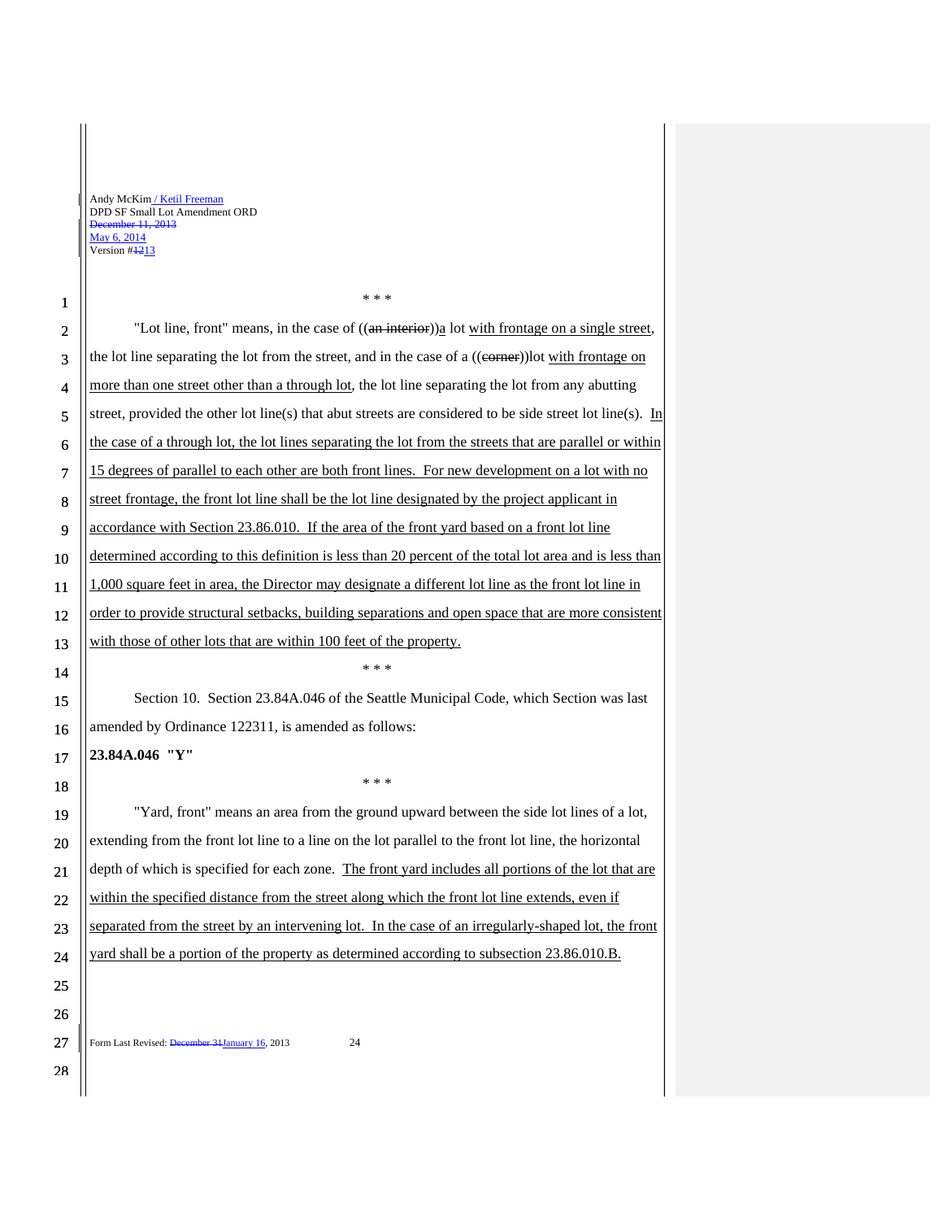\* \* \*

"Lot line, front" means, in the case of ((an interior))a lot with frontage on a single street, the lot line separating the lot from the street, and in the case of a ((corner))lot with frontage on more than one street other than a through lot, the lot line separating the lot from any abutting street, provided the other lot line(s) that abut streets are considered to be side street lot line(s). In the case of a through lot, the lot lines separating the lot from the streets that are parallel or within 15 degrees of parallel to each other are both front lines. For new development on a lot with no street frontage, the front lot line shall be the lot line designated by the project applicant in accordance with Section 23.86.010. If the area of the front yard based on a front lot line determined according to this definition is less than 20 percent of the total lot area and is less than 1,000 square feet in area, the Director may designate a different lot line as the front lot line in order to provide structural setbacks, building separations and open space that are more consistent with those of other lots that are within 100 feet of the property.

\* \* \*

Section 10. Section 23.84A.046 of the Seattle Municipal Code, which Section was last amended by Ordinance 122311, is amended as follows:

**23.84A.046 "Y"**

\* \* \*

"Yard, front" means an area from the ground upward between the side lot lines of a lot, extending from the front lot line to a line on the lot parallel to the front lot line, the horizontal depth of which is specified for each zone. The front yard includes all portions of the lot that are within the specified distance from the street along which the front lot line extends, even if separated from the street by an intervening lot. In the case of an irregularly-shaped lot, the front yard shall be a portion of the property as determined according to subsection 23.86.010.B.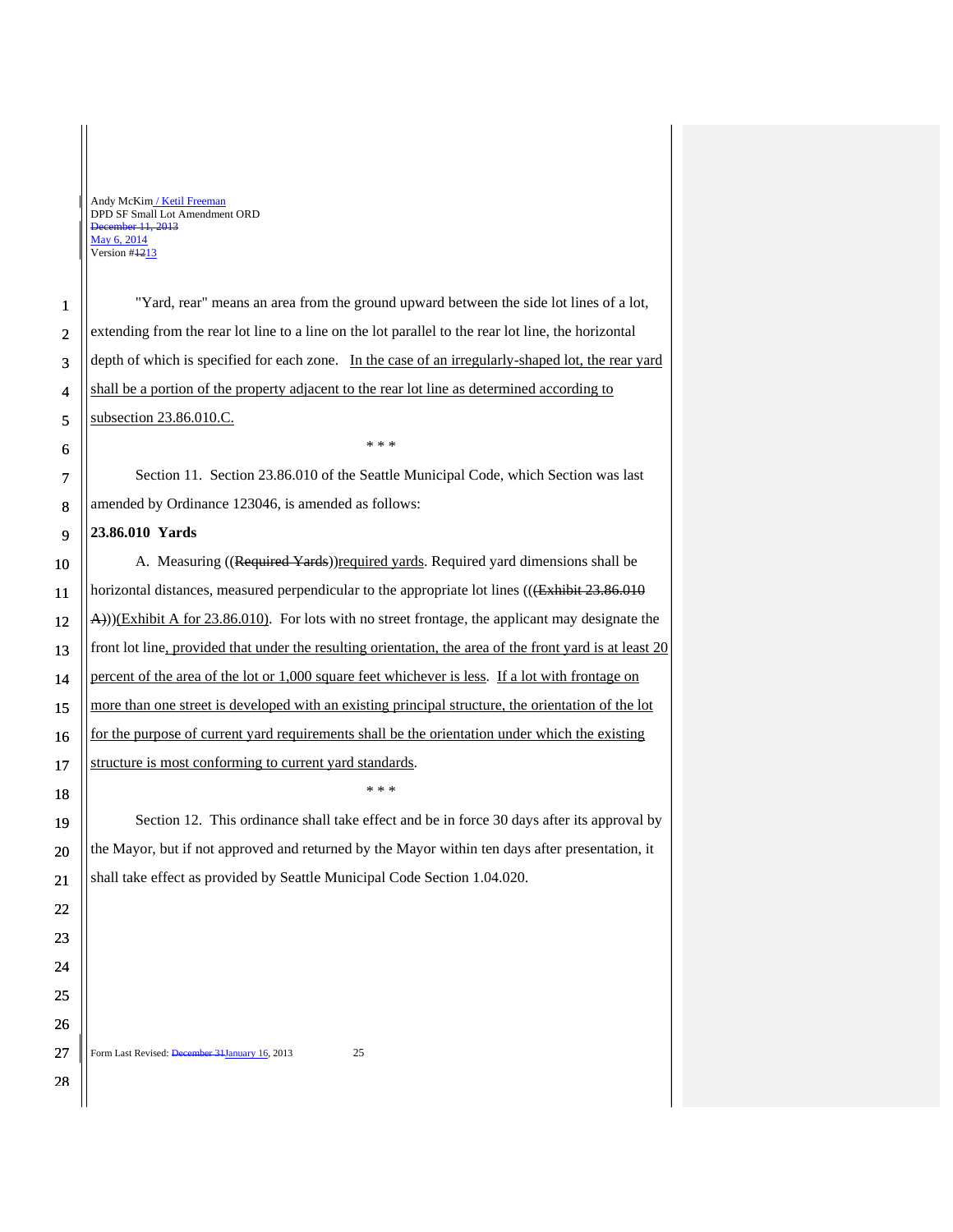"Yard, rear" means an area from the ground upward between the side lot lines of a lot, extending from the rear lot line to a line on the lot parallel to the rear lot line, the horizontal depth of which is specified for each zone. In the case of an irregularly-shaped lot, the rear yard shall be a portion of the property adjacent to the rear lot line as determined according to subsection 23.86.010.C.

\* \* \*

Section 11. Section 23.86.010 of the Seattle Municipal Code, which Section was last amended by Ordinance 123046, is amended as follows:

**23.86.010 Yards**

A. Measuring ((Required Yards))required yards. Required yard dimensions shall be horizontal distances, measured perpendicular to the appropriate lot lines (((Exhibit 23.86.010 A)))(Exhibit A for 23.86.010). For lots with no street frontage, the applicant may designate the front lot line, provided that under the resulting orientation, the area of the front yard is at least 20 percent of the area of the lot or 1,000 square feet whichever is less. If a lot with frontage on more than one street is developed with an existing principal structure, the orientation of the lot for the purpose of current yard requirements shall be the orientation under which the existing structure is most conforming to current yard standards.

\* \* \*

Section 12. This ordinance shall take effect and be in force 30 days after its approval by the Mayor, but if not approved and returned by the Mayor within ten days after presentation, it shall take effect as provided by Seattle Municipal Code Section 1.04.020.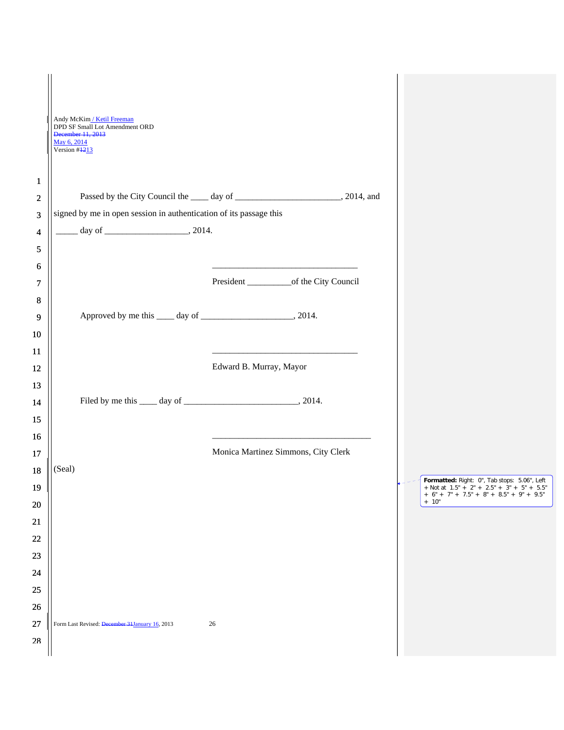Andy McKim / Ketil Freeman
DPD SF Small Lot Amendment ORD
~~December 11, 2013~~
May 6, 2014
Version #~~12~~13

Passed by the City Council the ____ day of _______________________, 2014, and signed by me in open session in authentication of its passage this _____ day of __________________, 2014.

________________________________

President __________of the City Council

Approved by me this ____ day of ____________________, 2014.

________________________________

Edward B. Murray, Mayor

Filed by me this ____ day of _________________________, 2014.

__________________________________

Monica Martinez Simmons, City Clerk

(Seal)

**Formatted:** Right: 0", Tab stops: 5.06", Left + Not at 1.5" + 2" + 2.5" + 3" + 5" + 5.5" + 6" + 7" + 7.5" + 8" + 8.5" + 9" + 9.5" + 10"

Form Last Revised: ~~December 31~~January 16, 2013